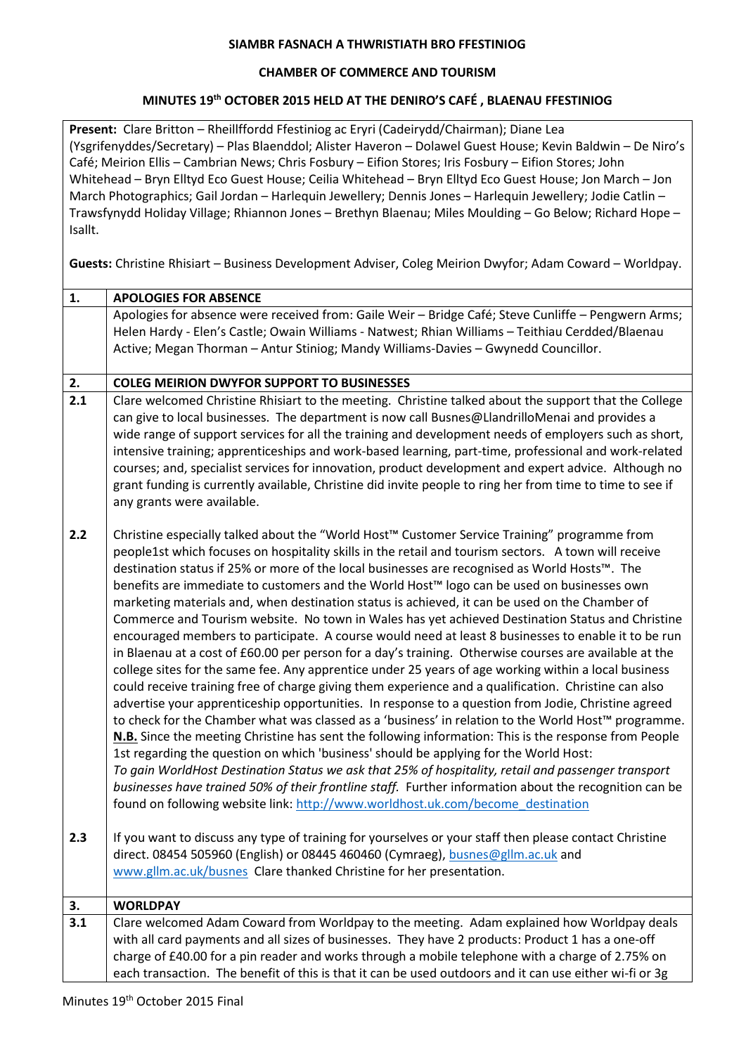**SIAMBR FASNACH A THWRISTIATH BRO FFESTINIOG**

**CHAMBER OF COMMERCE AND TOURISM**

**MINUTES 19th OCTOBER 2015 HELD AT THE DENIRO'S CAFÉ , BLAENAU FFESTINIOG**

**Present:** Clare Britton – Rheillffordd Ffestiniog ac Eryri (Cadeirydd/Chairman); Diane Lea (Ysgrifenyddes/Secretary) – Plas Blaenddol; Alister Haveron – Dolawel Guest House; Kevin Baldwin – De Niro's Café; Meirion Ellis – Cambrian News; Chris Fosbury – Eifion Stores; Iris Fosbury – Eifion Stores; John Whitehead – Bryn Elltyd Eco Guest House; Ceilia Whitehead – Bryn Elltyd Eco Guest House; Jon March – Jon March Photographics; Gail Jordan – Harlequin Jewellery; Dennis Jones – Harlequin Jewellery; Jodie Catlin – Trawsfynydd Holiday Village; Rhiannon Jones – Brethyn Blaenau; Miles Moulding – Go Below; Richard Hope – Isallt.

**Guests:** Christine Rhisiart – Business Development Adviser, Coleg Meirion Dwyfor; Adam Coward – Worldpay.

| | |
|---|---|
| **1.** | **APOLOGIES FOR ABSENCE** |
| | Apologies for absence were received from: Gaile Weir – Bridge Café; Steve Cunliffe – Pengwern Arms; Helen Hardy - Elen's Castle; Owain Williams - Natwest; Rhian Williams – Teithiau Cerdded/Blaenau Active; Megan Thorman – Antur Stiniog; Mandy Williams-Davies – Gwynedd Councillor. |
| **2.** | **COLEG MEIRION DWYFOR SUPPORT TO BUSINESSES** |
| **2.1** | Clare welcomed Christine Rhisiart to the meeting. Christine talked about the support that the College can give to local businesses. The department is now call Busnes@LlandrilloMenai and provides a wide range of support services for all the training and development needs of employers such as short, intensive training; apprenticeships and work-based learning, part-time, professional and work-related courses; and, specialist services for innovation, product development and expert advice. Although no grant funding is currently available, Christine did invite people to ring her from time to time to see if any grants were available. |
| **2.2** | Christine especially talked about the "World Host™ Customer Service Training" programme from people1st which focuses on hospitality skills in the retail and tourism sectors. A town will receive destination status if 25% or more of the local businesses are recognised as World Hosts™. The benefits are immediate to customers and the World Host™ logo can be used on businesses own marketing materials and, when destination status is achieved, it can be used on the Chamber of Commerce and Tourism website. No town in Wales has yet achieved Destination Status and Christine encouraged members to participate. A course would need at least 8 businesses to enable it to be run in Blaenau at a cost of £60.00 per person for a day's training. Otherwise courses are available at the college sites for the same fee. Any apprentice under 25 years of age working within a local business could receive training free of charge giving them experience and a qualification. Christine can also advertise your apprenticeship opportunities. In response to a question from Jodie, Christine agreed to check for the Chamber what was classed as a 'business' in relation to the World Host™ programme. **N.B.** Since the meeting Christine has sent the following information: This is the response from People 1st regarding the question on which 'business' should be applying for the World Host: *To gain WorldHost Destination Status we ask that 25% of hospitality, retail and passenger transport businesses have trained 50% of their frontline staff.* Further information about the recognition can be found on following website link: http://www.worldhost.uk.com/become_destination |
| **2.3** | If you want to discuss any type of training for yourselves or your staff then please contact Christine direct. 08454 505960 (English) or 08445 460460 (Cymraeg), busnes@gllm.ac.uk and www.gllm.ac.uk/busnes Clare thanked Christine for her presentation. |
| **3.** | **WORLDPAY** |
| **3.1** | Clare welcomed Adam Coward from Worldpay to the meeting. Adam explained how Worldpay deals with all card payments and all sizes of businesses. They have 2 products: Product 1 has a one-off charge of £40.00 for a pin reader and works through a mobile telephone with a charge of 2.75% on each transaction. The benefit of this is that it can be used outdoors and it can use either wi-fi or 3g |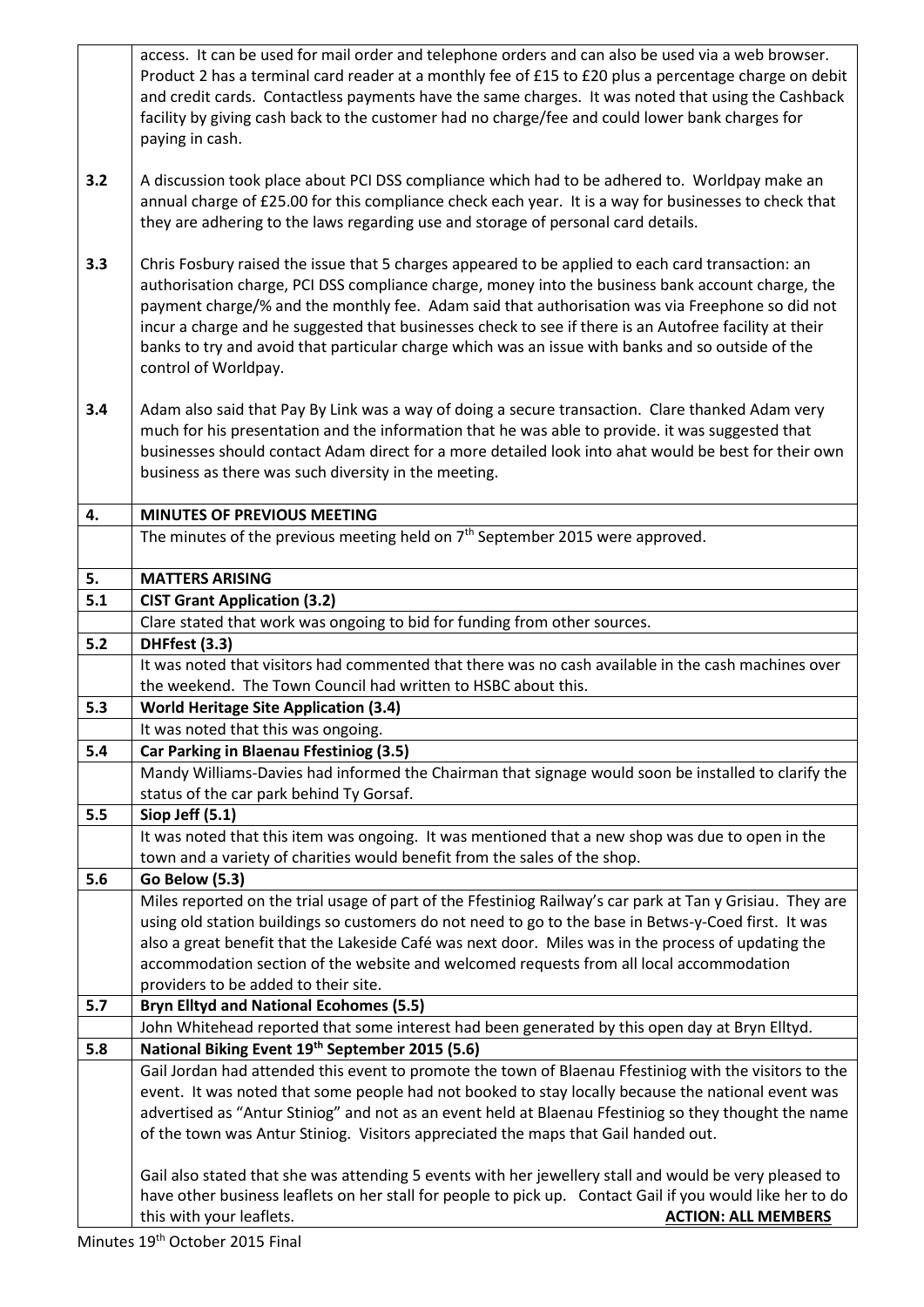| | |
|---|---|
| | access. It can be used for mail order and telephone orders and can also be used via a web browser. Product 2 has a terminal card reader at a monthly fee of £15 to £20 plus a percentage charge on debit and credit cards. Contactless payments have the same charges. It was noted that using the Cashback facility by giving cash back to the customer had no charge/fee and could lower bank charges for paying in cash. |
| **3.2** | A discussion took place about PCI DSS compliance which had to be adhered to. Worldpay make an annual charge of £25.00 for this compliance check each year. It is a way for businesses to check that they are adhering to the laws regarding use and storage of personal card details. |
| **3.3** | Chris Fosbury raised the issue that 5 charges appeared to be applied to each card transaction: an authorisation charge, PCI DSS compliance charge, money into the business bank account charge, the payment charge/% and the monthly fee. Adam said that authorisation was via Freephone so did not incur a charge and he suggested that businesses check to see if there is an Autofree facility at their banks to try and avoid that particular charge which was an issue with banks and so outside of the control of Worldpay. |
| **3.4** | Adam also said that Pay By Link was a way of doing a secure transaction. Clare thanked Adam very much for his presentation and the information that he was able to provide. it was suggested that businesses should contact Adam direct for a more detailed look into ahat would be best for their own business as there was such diversity in the meeting. |
| **4.** | **MINUTES OF PREVIOUS MEETING** |
| | The minutes of the previous meeting held on 7th September 2015 were approved. |
| **5.** | **MATTERS ARISING** |
| **5.1** | **CIST Grant Application (3.2)** |
| | Clare stated that work was ongoing to bid for funding from other sources. |
| **5.2** | **DHFfest (3.3)** |
| | It was noted that visitors had commented that there was no cash available in the cash machines over the weekend. The Town Council had written to HSBC about this. |
| **5.3** | **World Heritage Site Application (3.4)** |
| | It was noted that this was ongoing. |
| **5.4** | **Car Parking in Blaenau Ffestiniog (3.5)** |
| | Mandy Williams-Davies had informed the Chairman that signage would soon be installed to clarify the status of the car park behind Ty Gorsaf. |
| **5.5** | **Siop Jeff (5.1)** |
| | It was noted that this item was ongoing. It was mentioned that a new shop was due to open in the town and a variety of charities would benefit from the sales of the shop. |
| **5.6** | **Go Below (5.3)** |
| | Miles reported on the trial usage of part of the Ffestiniog Railway's car park at Tan y Grisiau. They are using old station buildings so customers do not need to go to the base in Betws-y-Coed first. It was also a great benefit that the Lakeside Café was next door. Miles was in the process of updating the accommodation section of the website and welcomed requests from all local accommodation providers to be added to their site. |
| **5.7** | **Bryn Elltyd and National Ecohomes (5.5)** |
| | John Whitehead reported that some interest had been generated by this open day at Bryn Elltyd. |
| **5.8** | **National Biking Event 19th September 2015 (5.6)** |
| | Gail Jordan had attended this event to promote the town of Blaenau Ffestiniog with the visitors to the event. It was noted that some people had not booked to stay locally because the national event was advertised as "Antur Stiniog" and not as an event held at Blaenau Ffestiniog so they thought the name of the town was Antur Stiniog. Visitors appreciated the maps that Gail handed out.<br><br>Gail also stated that she was attending 5 events with her jewellery stall and would be very pleased to have other business leaflets on her stall for people to pick up. Contact Gail if you would like her to do this with your leaflets. **ACTION: ALL MEMBERS** |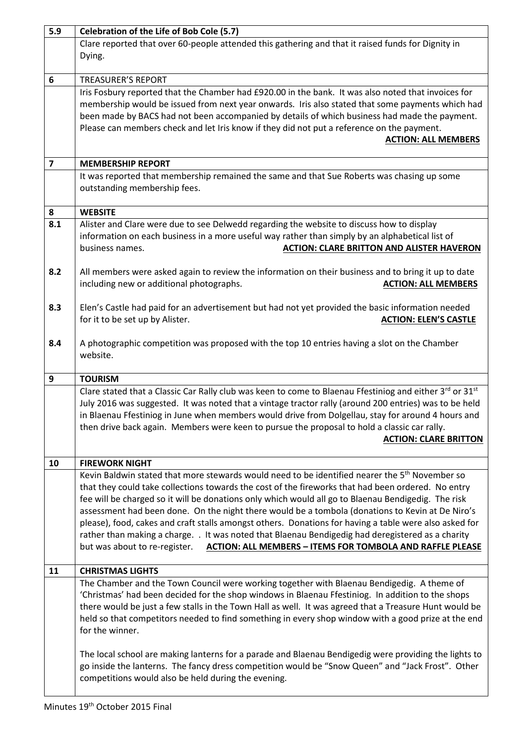| | |
|---|---|
| **5.9** | **Celebration of the Life of Bob Cole (5.7)** |
| | Clare reported that over 60-people attended this gathering and that it raised funds for Dignity in Dying. |
| **6** | TREASURER'S REPORT |
| | Iris Fosbury reported that the Chamber had £920.00 in the bank. It was also noted that invoices for membership would be issued from next year onwards. Iris also stated that some payments which had been made by BACS had not been accompanied by details of which business had made the payment. Please can members check and let Iris know if they did not put a reference on the payment. **ACTION: ALL MEMBERS** |
| **7** | **MEMBERSHIP REPORT** |
| | It was reported that membership remained the same and that Sue Roberts was chasing up some outstanding membership fees. |
| **8** | **WEBSITE** |
| **8.1** | Alister and Clare were due to see Delwedd regarding the website to discuss how to display information on each business in a more useful way rather than simply by an alphabetical list of business names. **ACTION: CLARE BRITTON AND ALISTER HAVERON** |
| **8.2** | All members were asked again to review the information on their business and to bring it up to date including new or additional photographs. **ACTION: ALL MEMBERS** |
| **8.3** | Elen's Castle had paid for an advertisement but had not yet provided the basic information needed for it to be set up by Alister. **ACTION: ELEN'S CASTLE** |
| **8.4** | A photographic competition was proposed with the top 10 entries having a slot on the Chamber website. |
| **9** | **TOURISM** |
| | Clare stated that a Classic Car Rally club was keen to come to Blaenau Ffestiniog and either 3rd or 31st July 2016 was suggested. It was noted that a vintage tractor rally (around 200 entries) was to be held in Blaenau Ffestiniog in June when members would drive from Dolgellau, stay for around 4 hours and then drive back again. Members were keen to pursue the proposal to hold a classic car rally. **ACTION: CLARE BRITTON** |
| **10** | **FIREWORK NIGHT** |
| | Kevin Baldwin stated that more stewards would need to be identified nearer the 5th November so that they could take collections towards the cost of the fireworks that had been ordered. No entry fee will be charged so it will be donations only which would all go to Blaenau Bendigedig. The risk assessment had been done. On the night there would be a tombola (donations to Kevin at De Niro's please), food, cakes and craft stalls amongst others. Donations for having a table were also asked for rather than making a charge. . It was noted that Blaenau Bendigedig had deregistered as a charity but was about to re-register. **ACTION: ALL MEMBERS – ITEMS FOR TOMBOLA AND RAFFLE PLEASE** |
| **11** | **CHRISTMAS LIGHTS** |
| | The Chamber and the Town Council were working together with Blaenau Bendigedig. A theme of 'Christmas' had been decided for the shop windows in Blaenau Ffestiniog. In addition to the shops there would be just a few stalls in the Town Hall as well. It was agreed that a Treasure Hunt would be held so that competitors needed to find something in every shop window with a good prize at the end for the winner.<br><br>The local school are making lanterns for a parade and Blaenau Bendigedig were providing the lights to go inside the lanterns. The fancy dress competition would be "Snow Queen" and "Jack Frost". Other competitions would also be held during the evening. |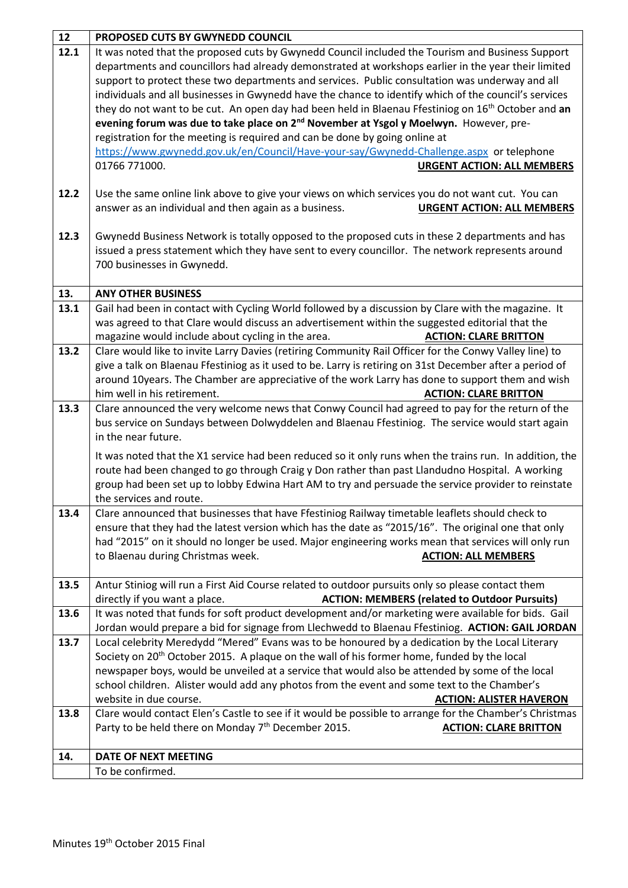| | |
|---|---|
| **12** | **PROPOSED CUTS BY GWYNEDD COUNCIL** |
| **12.1** | It was noted that the proposed cuts by Gwynedd Council included the Tourism and Business Support departments and councillors had already demonstrated at workshops earlier in the year their limited support to protect these two departments and services. Public consultation was underway and all individuals and all businesses in Gwynedd have the chance to identify which of the council's services they do not want to be cut. An open day had been held in Blaenau Ffestiniog on 16th October and **an evening forum was due to take place on 2nd November at Ysgol y Moelwyn.** However, pre-registration for the meeting is required and can be done by going online at https://www.gwynedd.gov.uk/en/Council/Have-your-say/Gwynedd-Challenge.aspx or telephone 01766 771000. **URGENT ACTION: ALL MEMBERS** |
| **12.2** | Use the same online link above to give your views on which services you do not want cut. You can answer as an individual and then again as a business. **URGENT ACTION: ALL MEMBERS** |
| **12.3** | Gwynedd Business Network is totally opposed to the proposed cuts in these 2 departments and has issued a press statement which they have sent to every councillor. The network represents around 700 businesses in Gwynedd. |
| **13.** | **ANY OTHER BUSINESS** |
| **13.1** | Gail had been in contact with Cycling World followed by a discussion by Clare with the magazine. It was agreed to that Clare would discuss an advertisement within the suggested editorial that the magazine would include about cycling in the area. **ACTION: CLARE BRITTON** |
| **13.2** | Clare would like to invite Larry Davies (retiring Community Rail Officer for the Conwy Valley line) to give a talk on Blaenau Ffestiniog as it used to be. Larry is retiring on 31st December after a period of around 10years. The Chamber are appreciative of the work Larry has done to support them and wish him well in his retirement. **ACTION: CLARE BRITTON** |
| **13.3** | Clare announced the very welcome news that Conwy Council had agreed to pay for the return of the bus service on Sundays between Dolwyddelen and Blaenau Ffestiniog. The service would start again in the near future.<br><br>It was noted that the X1 service had been reduced so it only runs when the trains run. In addition, the route had been changed to go through Craig y Don rather than past Llandudno Hospital. A working group had been set up to lobby Edwina Hart AM to try and persuade the service provider to reinstate the services and route. |
| **13.4** | Clare announced that businesses that have Ffestiniog Railway timetable leaflets should check to ensure that they had the latest version which has the date as "2015/16". The original one that only had "2015" on it should no longer be used. Major engineering works mean that services will only run to Blaenau during Christmas week. **ACTION: ALL MEMBERS** |
| **13.5** | Antur Stiniog will run a First Aid Course related to outdoor pursuits only so please contact them directly if you want a place. **ACTION: MEMBERS (related to Outdoor Pursuits)** |
| **13.6** | It was noted that funds for soft product development and/or marketing were available for bids. Gail Jordan would prepare a bid for signage from Llechwedd to Blaenau Ffestiniog. **ACTION: GAIL JORDAN** |
| **13.7** | Local celebrity Meredydd "Mered" Evans was to be honoured by a dedication by the Local Literary Society on 20th October 2015. A plaque on the wall of his former home, funded by the local newspaper boys, would be unveiled at a service that would also be attended by some of the local school children. Alister would add any photos from the event and some text to the Chamber's website in due course. **ACTION: ALISTER HAVERON** |
| **13.8** | Clare would contact Elen's Castle to see if it would be possible to arrange for the Chamber's Christmas Party to be held there on Monday 7th December 2015. **ACTION: CLARE BRITTON** |
| **14.** | **DATE OF NEXT MEETING** |
| | To be confirmed. |